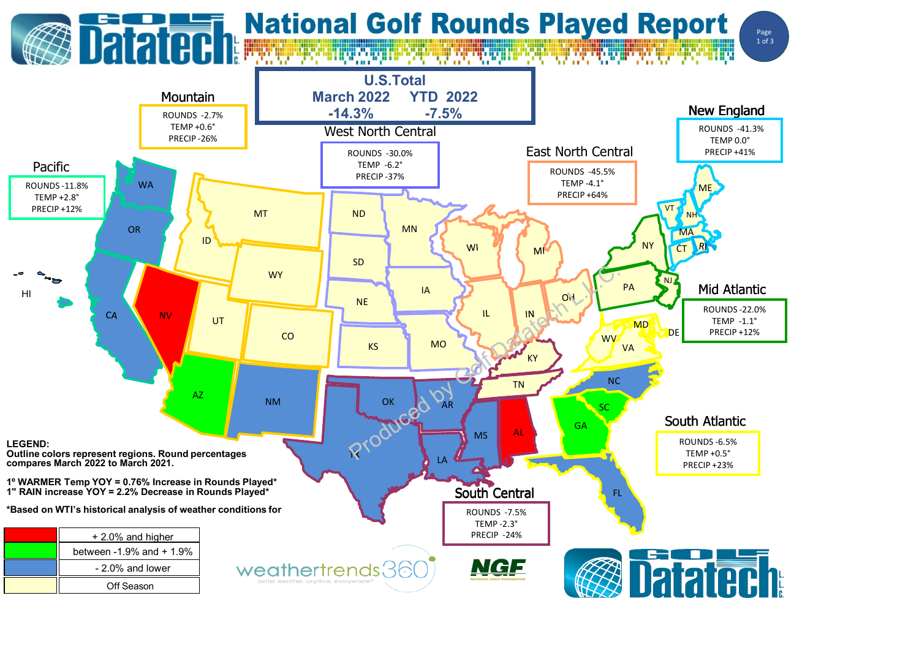# National Golf Rounds Played Report

## U.S. Total

| March 2022 | YTD 2022 |
|---|---|
| -14.3% | -7.5% |

## Regions

| Region | Rounds | Temp | Precip |
|---|---|---|---|
| Pacific | -11.8% | +2.8° | +12% |
| Mountain | -2.7% | +0.6° | -26% |
| West North Central | -30.0% | -6.2° | -37% |
| East North Central | -45.5% | -4.1° | +64% |
| New England | -41.3% | 0.0° | +41% |
| Mid Atlantic | -22.0% | -1.1° | +12% |
| South Atlantic | -6.5% | +0.5° | +23% |
| South Central | -7.5% | -2.3° | -24% |

**LEGEND:**
**Outline colors represent regions. Round percentages compares March 2022 to March 2021.**

**1º WARMER Temp YOY = 0.76% Increase in Rounds Played***
**1" RAIN increase YOY = 2.2% Decrease in Rounds Played***

***Based on WTI's historical analysis of weather conditions for**

| Color | Meaning |
|---|---|
| Red | + 2.0% and higher |
| Green | between -1.9% and + 1.9% |
| Blue | - 2.0% and lower |
| Light yellow | Off Season |

Produced by Golf Datatech L.L.C.

weathertrends360 — better weather, anytime, everywhere®

NGF — National Golf Foundation

Golf Datatech L.L.C.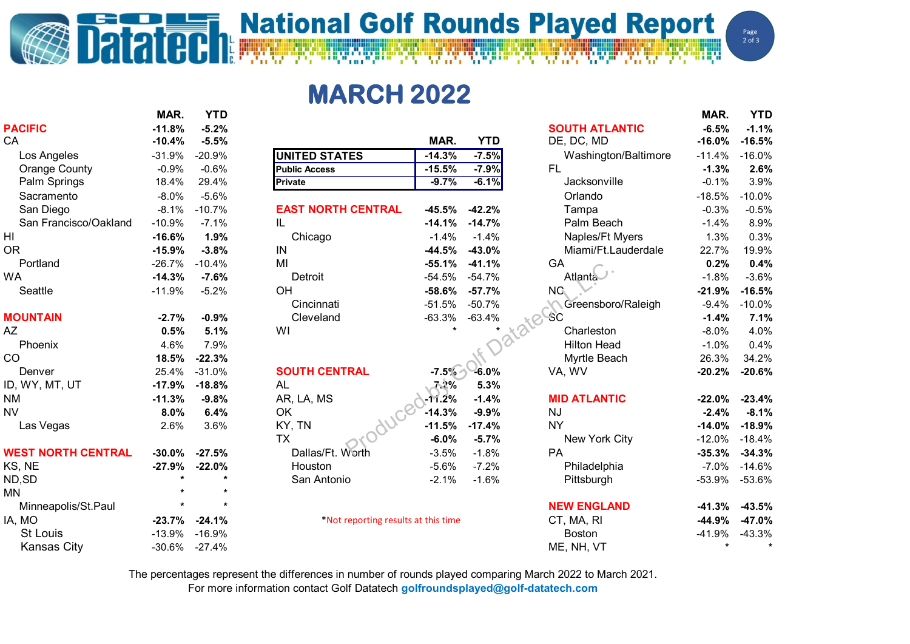# National Golf Rounds Played Report

## MARCH 2022

| | MAR. | YTD |
|---|---|---|
| **PACIFIC** | **-11.8%** | **-5.2%** |
| CA | **-10.4%** | **-5.5%** |
| Los Angeles | -31.9% | -20.9% |
| Orange County | -0.9% | -0.6% |
| Palm Springs | 18.4% | 29.4% |
| Sacramento | -8.0% | -5.6% |
| San Diego | -8.1% | -10.7% |
| San Francisco/Oakland | -10.9% | -7.1% |
| HI | **-16.6%** | **1.9%** |
| OR | **-15.9%** | **-3.8%** |
| Portland | -26.7% | -10.4% |
| WA | **-14.3%** | **-7.6%** |
| Seattle | -11.9% | -5.2% |
| **MOUNTAIN** | **-2.7%** | **-0.9%** |
| AZ | **0.5%** | **5.1%** |
| Phoenix | 4.6% | 7.9% |
| CO | **18.5%** | **-22.3%** |
| Denver | 25.4% | -31.0% |
| ID, WY, MT, UT | **-17.9%** | **-18.8%** |
| NM | **-11.3%** | **-9.8%** |
| NV | **8.0%** | **6.4%** |
| Las Vegas | 2.6% | 3.6% |
| **WEST NORTH CENTRAL** | **-30.0%** | **-27.5%** |
| KS, NE | **-27.9%** | **-22.0%** |
| ND,SD | * | * |
| MN | * | * |
| Minneapolis/St.Paul | * | * |
| IA, MO | **-23.7%** | **-24.1%** |
| St Louis | -13.9% | -16.9% |
| Kansas City | -30.6% | -27.4% |

| | MAR. | YTD |
|---|---|---|
| **UNITED STATES** | **-14.3%** | **-7.5%** |
| **Public Access** | **-15.5%** | **-7.9%** |
| **Private** | **-9.7%** | **-6.1%** |

| | MAR. | YTD |
|---|---|---|
| **EAST NORTH CENTRAL** | **-45.5%** | **-42.2%** |
| IL | **-14.1%** | **-14.7%** |
| Chicago | -1.4% | -1.4% |
| IN | **-44.5%** | **-43.0%** |
| MI | **-55.1%** | **-41.1%** |
| Detroit | -54.5% | -54.7% |
| OH | **-58.6%** | **-57.7%** |
| Cincinnati | -51.5% | -50.7% |
| Cleveland | -63.3% | -63.4% |
| WI | * | * |
| **SOUTH CENTRAL** | **-7.5%** | **-6.0%** |
| AL | **7.3%** | **5.3%** |
| AR, LA, MS | **-11.2%** | **-1.4%** |
| OK | **-14.3%** | **-9.9%** |
| KY, TN | **-11.5%** | **-17.4%** |
| TX | **-6.0%** | **-5.7%** |
| Dallas/Ft. Worth | -3.5% | -1.8% |
| Houston | -5.6% | -7.2% |
| San Antonio | -2.1% | -1.6% |

*Not reporting results at this time

| | MAR. | YTD |
|---|---|---|
| **SOUTH ATLANTIC** | **-6.5%** | **-1.1%** |
| DE, DC, MD | **-16.0%** | **-16.5%** |
| Washington/Baltimore | -11.4% | -16.0% |
| FL | **-1.3%** | **2.6%** |
| Jacksonville | -0.1% | 3.9% |
| Orlando | -18.5% | -10.0% |
| Tampa | -0.3% | -0.5% |
| Palm Beach | -1.4% | 8.9% |
| Naples/Ft Myers | 1.3% | 0.3% |
| Miami/Ft.Lauderdale | 22.7% | 19.9% |
| GA | **0.2%** | **0.4%** |
| Atlanta | -1.8% | -3.6% |
| NC | **-21.9%** | **-16.5%** |
| Greensboro/Raleigh | -9.4% | -10.0% |
| SC | **-1.4%** | **7.1%** |
| Charleston | -8.0% | 4.0% |
| Hilton Head | -1.0% | 0.4% |
| Myrtle Beach | 26.3% | 34.2% |
| VA, WV | **-20.2%** | **-20.6%** |
| **MID ATLANTIC** | **-22.0%** | **-23.4%** |
| NJ | **-2.4%** | **-8.1%** |
| NY | **-14.0%** | **-18.9%** |
| New York City | -12.0% | -18.4% |
| PA | **-35.3%** | **-34.3%** |
| Philadelphia | -7.0% | -14.6% |
| Pittsburgh | -53.9% | -53.6% |
| **NEW ENGLAND** | **-41.3%** | **-43.5%** |
| CT, MA, RI | **-44.9%** | **-47.0%** |
| Boston | -41.9% | -43.3% |
| ME, NH, VT | * | * |

The percentages represent the differences in number of rounds played comparing March 2022 to March 2021.
For more information contact Golf Datatech **golfroundsplayed@golf-datatech.com**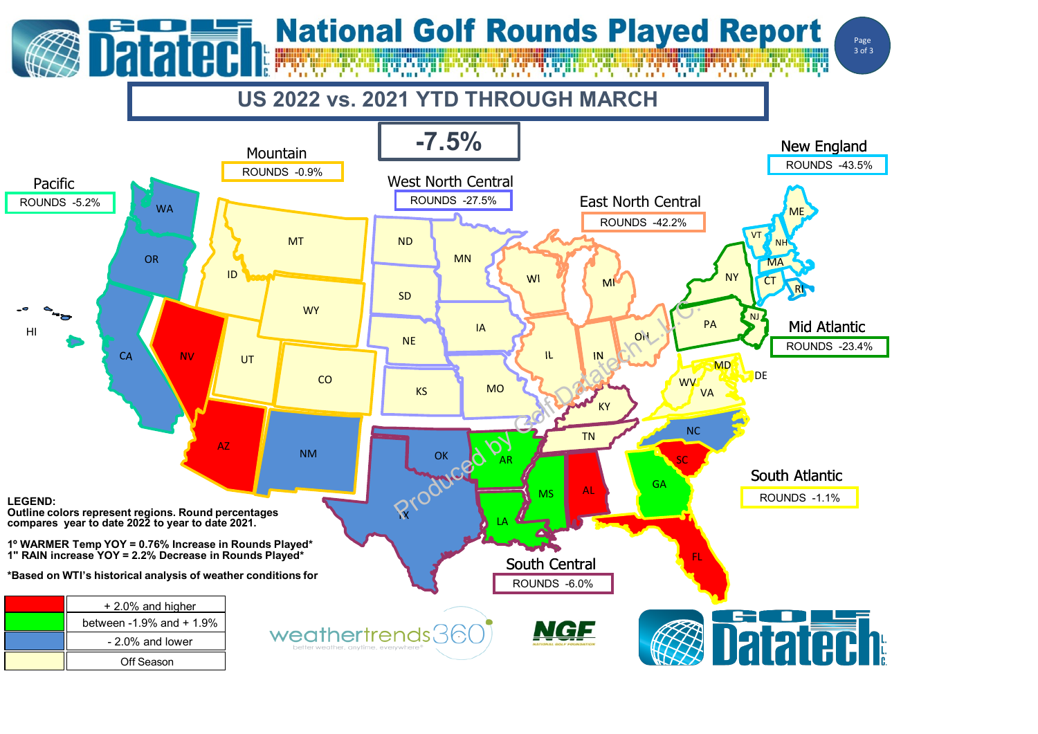# Golf Datatech L.L.C. National Golf Rounds Played Report

## US 2022 vs. 2021 YTD THROUGH MARCH

**-7.5%**

Pacific
ROUNDS -5.2%

Mountain
ROUNDS -0.9%

West North Central
ROUNDS -27.5%

East North Central
ROUNDS -42.2%

New England
ROUNDS -43.5%

Mid Atlantic
ROUNDS -23.4%

South Atlantic
ROUNDS -1.1%

South Central
ROUNDS -6.0%

WA
OR
CA
HI
NV
AZ
ID
MT
WY
UT
CO
NM
ND
SD
NE
KS
MN
IA
MO
OK
TX
AR
LA
MS
AL
TN
KY
WI
MI
IL
IN
OH
PA
NY
NJ
VT
NH
ME
MA
CT
RI
MD
DE
WV
VA
NC
SC
GA
FL

Produced by Golf Datatech L.L.C.

**LEGEND:**
**Outline colors represent regions. Round percentages compares year to date 2022 to year to date 2021.**

**1º WARMER Temp YOY = 0.76% Increase in Rounds Played***
**1" RAIN increase YOY = 2.2% Decrease in Rounds Played***

***Based on WTI's historical analysis of weather conditions for**

| | |
|---|---|
| Red | + 2.0% and higher |
| Green | between -1.9% and + 1.9% |
| Blue | - 2.0% and lower |
| Light yellow | Off Season |

weathertrends360 — better weather, anytime, everywhere®

NGF — National Golf Foundation

Golf Datatech L.L.C.